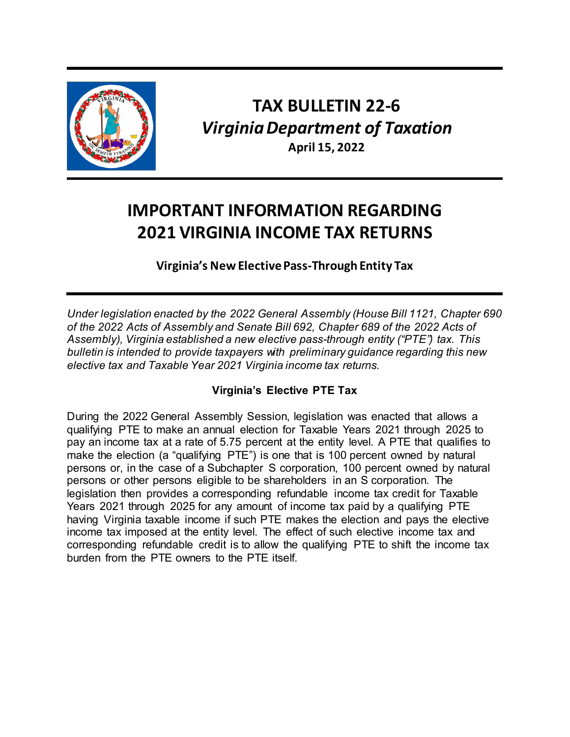# TAX BULLETIN 22-6

## *Virginia Department of Taxation*

**April 15, 2022**

# IMPORTANT INFORMATION REGARDING 2021 VIRGINIA INCOME TAX RETURNS

**Virginia's New Elective Pass-Through Entity Tax**

*Under legislation enacted by the 2022 General Assembly (House Bill 1121, Chapter 690 of the 2022 Acts of Assembly and Senate Bill 692, Chapter 689 of the 2022 Acts of Assembly), Virginia established a new elective pass-through entity ("PTE") tax. This bulletin is intended to provide taxpayers with preliminary guidance regarding this new elective tax and Taxable Year 2021 Virginia income tax returns.*

### Virginia's Elective PTE Tax

During the 2022 General Assembly Session, legislation was enacted that allows a qualifying PTE to make an annual election for Taxable Years 2021 through 2025 to pay an income tax at a rate of 5.75 percent at the entity level. A PTE that qualifies to make the election (a "qualifying PTE") is one that is 100 percent owned by natural persons or, in the case of a Subchapter S corporation, 100 percent owned by natural persons or other persons eligible to be shareholders in an S corporation. The legislation then provides a corresponding refundable income tax credit for Taxable Years 2021 through 2025 for any amount of income tax paid by a qualifying PTE having Virginia taxable income if such PTE makes the election and pays the elective income tax imposed at the entity level. The effect of such elective income tax and corresponding refundable credit is to allow the qualifying PTE to shift the income tax burden from the PTE owners to the PTE itself.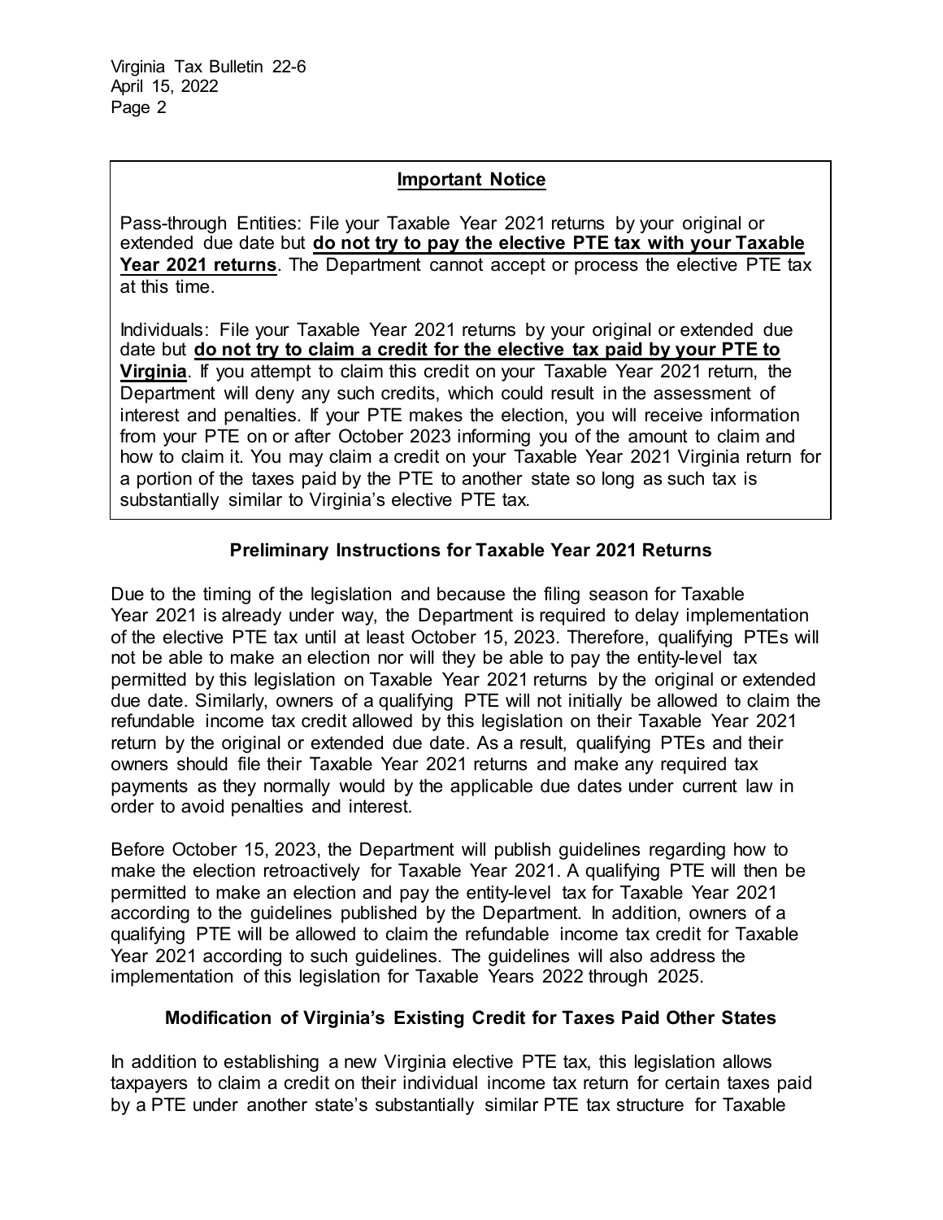**Important Notice**

Pass-through Entities: File your Taxable Year 2021 returns by your original or extended due date but **do not try to pay the elective PTE tax with your Taxable Year 2021 returns**. The Department cannot accept or process the elective PTE tax at this time.

Individuals: File your Taxable Year 2021 returns by your original or extended due date but **do not try to claim a credit for the elective tax paid by your PTE to Virginia**. If you attempt to claim this credit on your Taxable Year 2021 return, the Department will deny any such credits, which could result in the assessment of interest and penalties. If your PTE makes the election, you will receive information from your PTE on or after October 2023 informing you of the amount to claim and how to claim it. You may claim a credit on your Taxable Year 2021 Virginia return for a portion of the taxes paid by the PTE to another state so long as such tax is substantially similar to Virginia's elective PTE tax.

## Preliminary Instructions for Taxable Year 2021 Returns

Due to the timing of the legislation and because the filing season for Taxable Year 2021 is already under way, the Department is required to delay implementation of the elective PTE tax until at least October 15, 2023. Therefore, qualifying PTEs will not be able to make an election nor will they be able to pay the entity-level tax permitted by this legislation on Taxable Year 2021 returns by the original or extended due date. Similarly, owners of a qualifying PTE will not initially be allowed to claim the refundable income tax credit allowed by this legislation on their Taxable Year 2021 return by the original or extended due date. As a result, qualifying PTEs and their owners should file their Taxable Year 2021 returns and make any required tax payments as they normally would by the applicable due dates under current law in order to avoid penalties and interest.

Before October 15, 2023, the Department will publish guidelines regarding how to make the election retroactively for Taxable Year 2021. A qualifying PTE will then be permitted to make an election and pay the entity-level tax for Taxable Year 2021 according to the guidelines published by the Department. In addition, owners of a qualifying PTE will be allowed to claim the refundable income tax credit for Taxable Year 2021 according to such guidelines. The guidelines will also address the implementation of this legislation for Taxable Years 2022 through 2025.

## Modification of Virginia's Existing Credit for Taxes Paid Other States

In addition to establishing a new Virginia elective PTE tax, this legislation allows taxpayers to claim a credit on their individual income tax return for certain taxes paid by a PTE under another state's substantially similar PTE tax structure for Taxable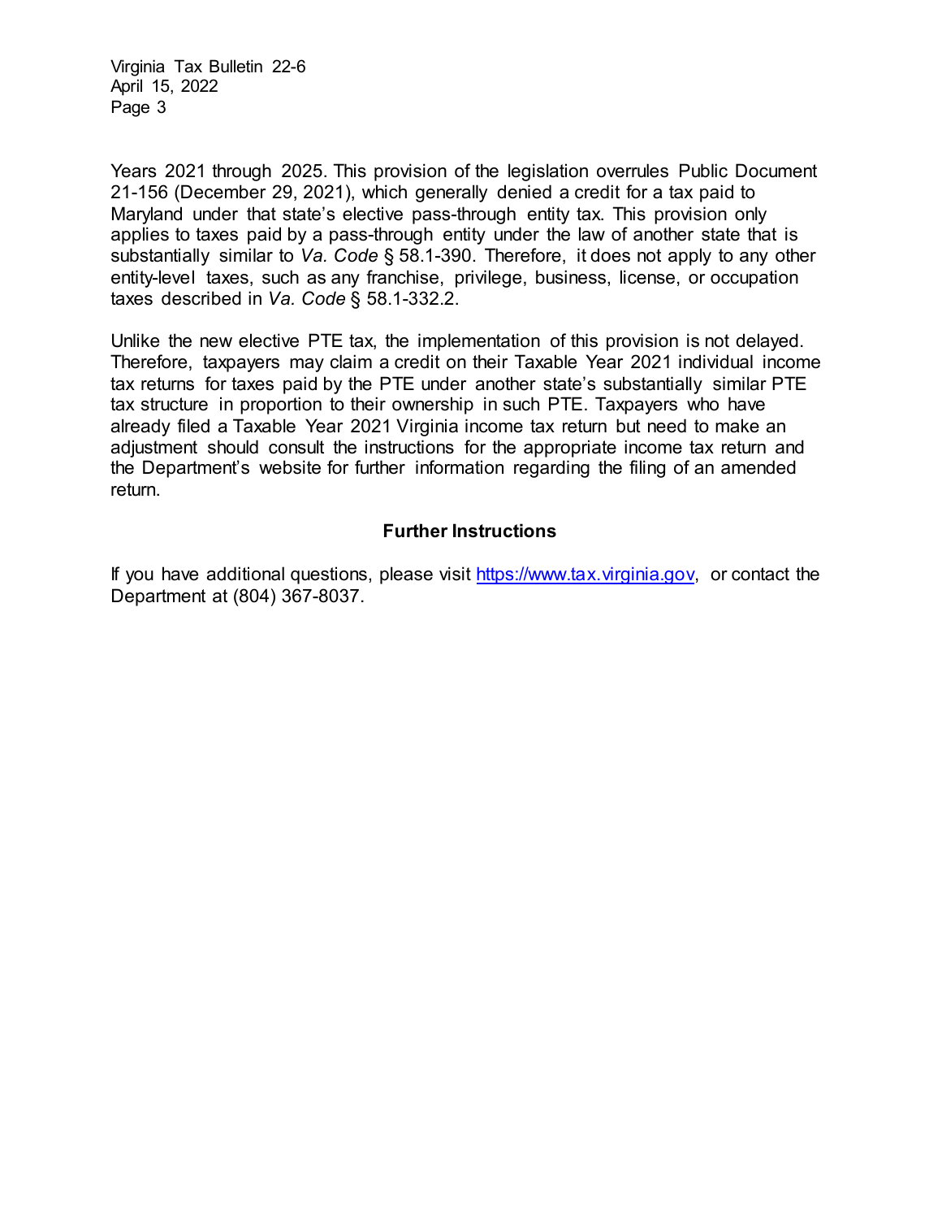Years 2021 through 2025. This provision of the legislation overrules Public Document 21-156 (December 29, 2021), which generally denied a credit for a tax paid to Maryland under that state's elective pass-through entity tax. This provision only applies to taxes paid by a pass-through entity under the law of another state that is substantially similar to *Va. Code* § 58.1-390. Therefore, it does not apply to any other entity-level taxes, such as any franchise, privilege, business, license, or occupation taxes described in *Va. Code* § 58.1-332.2.

Unlike the new elective PTE tax, the implementation of this provision is not delayed. Therefore, taxpayers may claim a credit on their Taxable Year 2021 individual income tax returns for taxes paid by the PTE under another state's substantially similar PTE tax structure in proportion to their ownership in such PTE. Taxpayers who have already filed a Taxable Year 2021 Virginia income tax return but need to make an adjustment should consult the instructions for the appropriate income tax return and the Department's website for further information regarding the filing of an amended return.

## Further Instructions

If you have additional questions, please visit [https://www.tax.virginia.gov](https://www.tax.virginia.gov), or contact the Department at (804) 367-8037.